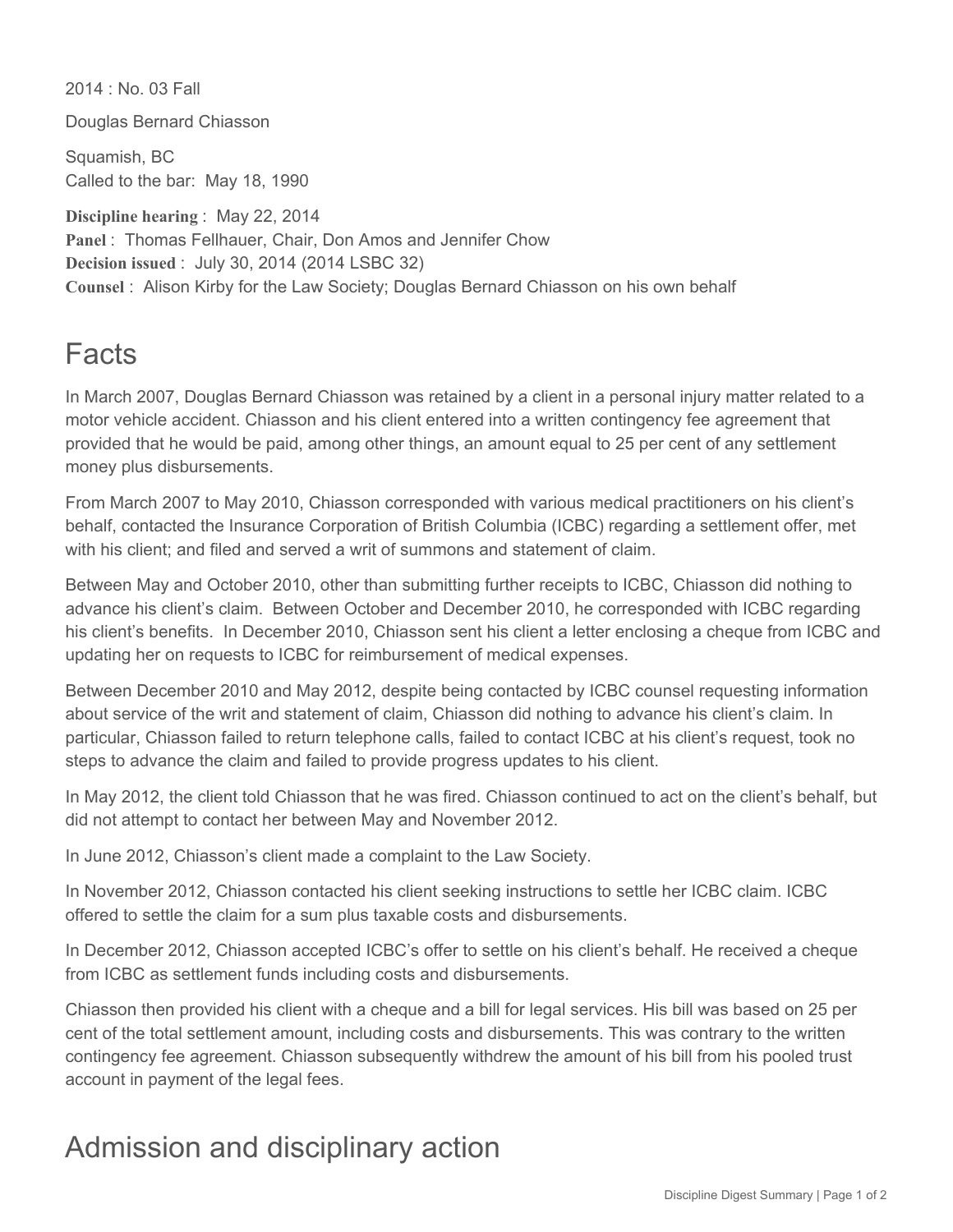2014 : No. 03 Fall

Douglas Bernard Chiasson

Squamish, BC
Called to the bar: May 18, 1990

**Discipline hearing** : May 22, 2014
**Panel** : Thomas Fellhauer, Chair, Don Amos and Jennifer Chow
**Decision issued** : July 30, 2014 (2014 LSBC 32)
**Counsel** : Alison Kirby for the Law Society; Douglas Bernard Chiasson on his own behalf

# Facts

In March 2007, Douglas Bernard Chiasson was retained by a client in a personal injury matter related to a motor vehicle accident. Chiasson and his client entered into a written contingency fee agreement that provided that he would be paid, among other things, an amount equal to 25 per cent of any settlement money plus disbursements.

From March 2007 to May 2010, Chiasson corresponded with various medical practitioners on his client's behalf, contacted the Insurance Corporation of British Columbia (ICBC) regarding a settlement offer, met with his client; and filed and served a writ of summons and statement of claim.

Between May and October 2010, other than submitting further receipts to ICBC, Chiasson did nothing to advance his client's claim. Between October and December 2010, he corresponded with ICBC regarding his client's benefits. In December 2010, Chiasson sent his client a letter enclosing a cheque from ICBC and updating her on requests to ICBC for reimbursement of medical expenses.

Between December 2010 and May 2012, despite being contacted by ICBC counsel requesting information about service of the writ and statement of claim, Chiasson did nothing to advance his client's claim. In particular, Chiasson failed to return telephone calls, failed to contact ICBC at his client's request, took no steps to advance the claim and failed to provide progress updates to his client.

In May 2012, the client told Chiasson that he was fired. Chiasson continued to act on the client's behalf, but did not attempt to contact her between May and November 2012.

In June 2012, Chiasson's client made a complaint to the Law Society.

In November 2012, Chiasson contacted his client seeking instructions to settle her ICBC claim. ICBC offered to settle the claim for a sum plus taxable costs and disbursements.

In December 2012, Chiasson accepted ICBC's offer to settle on his client's behalf. He received a cheque from ICBC as settlement funds including costs and disbursements.

Chiasson then provided his client with a cheque and a bill for legal services. His bill was based on 25 per cent of the total settlement amount, including costs and disbursements. This was contrary to the written contingency fee agreement. Chiasson subsequently withdrew the amount of his bill from his pooled trust account in payment of the legal fees.

# Admission and disciplinary action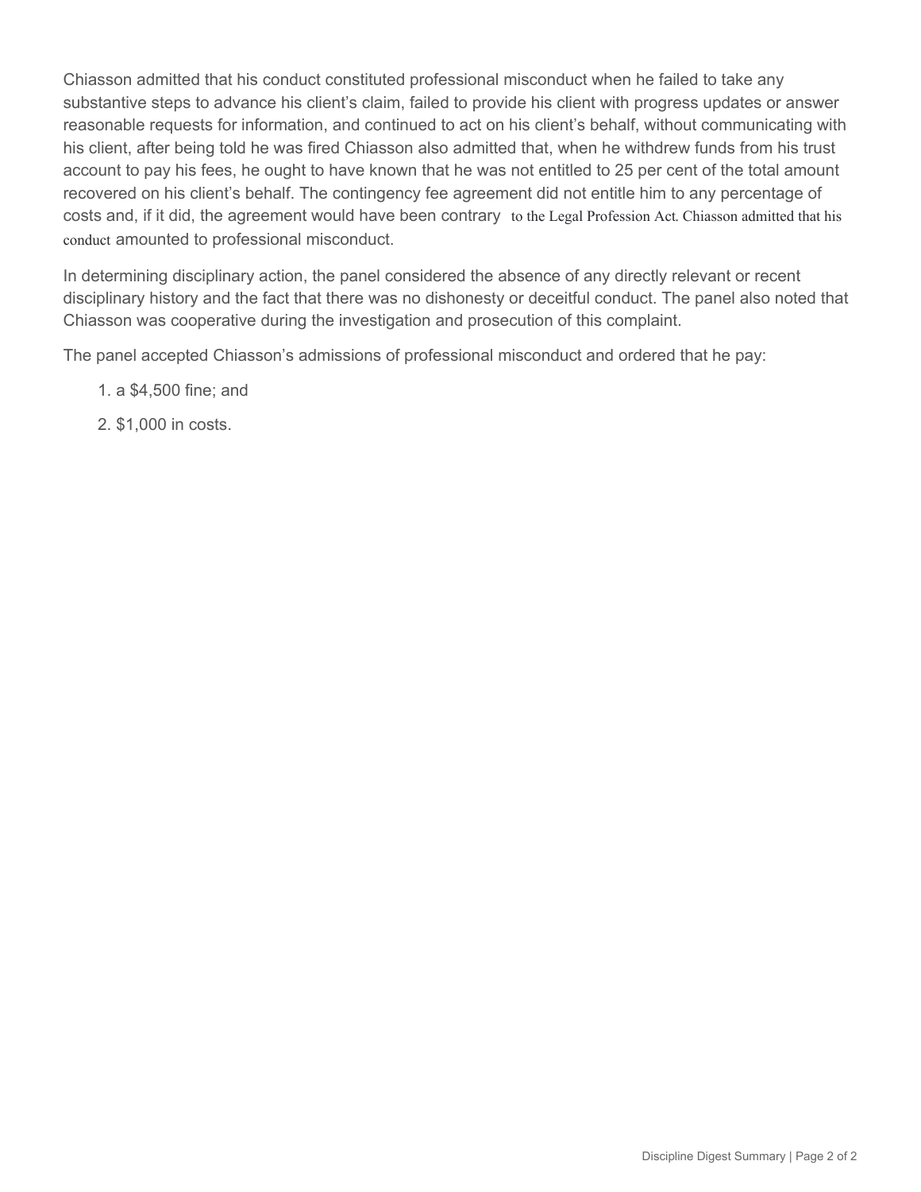Chiasson admitted that his conduct constituted professional misconduct when he failed to take any substantive steps to advance his client's claim, failed to provide his client with progress updates or answer reasonable requests for information, and continued to act on his client's behalf, without communicating with his client, after being told he was fired Chiasson also admitted that, when he withdrew funds from his trust account to pay his fees, he ought to have known that he was not entitled to 25 per cent of the total amount recovered on his client's behalf. The contingency fee agreement did not entitle him to any percentage of costs and, if it did, the agreement would have been contrary to the Legal Profession Act. Chiasson admitted that his conduct amounted to professional misconduct.

In determining disciplinary action, the panel considered the absence of any directly relevant or recent disciplinary history and the fact that there was no dishonesty or deceitful conduct. The panel also noted that Chiasson was cooperative during the investigation and prosecution of this complaint.

The panel accepted Chiasson's admissions of professional misconduct and ordered that he pay:

1. a $4,500 fine; and
2. $1,000 in costs.